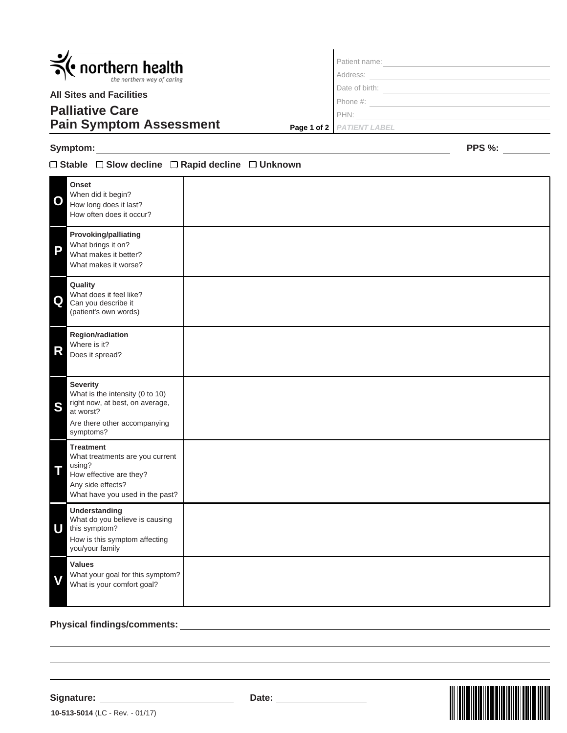**northern health**
*the northern way of caring*

**All Sites and Facilities**

# Palliative Care Pain Symptom Assessment

Page 1 of 2

Patient name: ____________________
Address: ____________________
Date of birth: ____________________
Phone #: ____________________
PHN: ____________________
*PATIENT LABEL*

**Symptom:** ____________________ **PPS %:** ________

☐ **Stable** ☐ **Slow decline** ☐ **Rapid decline** ☐ **Unknown**

| | | |
|---|---|---|
| **O** | **Onset**<br>When did it begin?<br>How long does it last?<br>How often does it occur? | |
| **P** | **Provoking/palliating**<br>What brings it on?<br>What makes it better?<br>What makes it worse? | |
| **Q** | **Quality**<br>What does it feel like?<br>Can you describe it<br>(patient's own words) | |
| **R** | **Region/radiation**<br>Where is it?<br>Does it spread? | |
| **S** | **Severity**<br>What is the intensity (0 to 10) right now, at best, on average, at worst?<br>Are there other accompanying symptoms? | |
| **T** | **Treatment**<br>What treatments are you current using?<br>How effective are they?<br>Any side effects?<br>What have you used in the past? | |
| **U** | **Understanding**<br>What do you believe is causing this symptom?<br>How is this symptom affecting you/your family | |
| **V** | **Values**<br>What your goal for this symptom?<br>What is your comfort goal? | |

**Physical findings/comments:** ____________________

**Signature:** ____________________ **Date:** ____________________

**10-513-5014** (LC - Rev. - 01/17)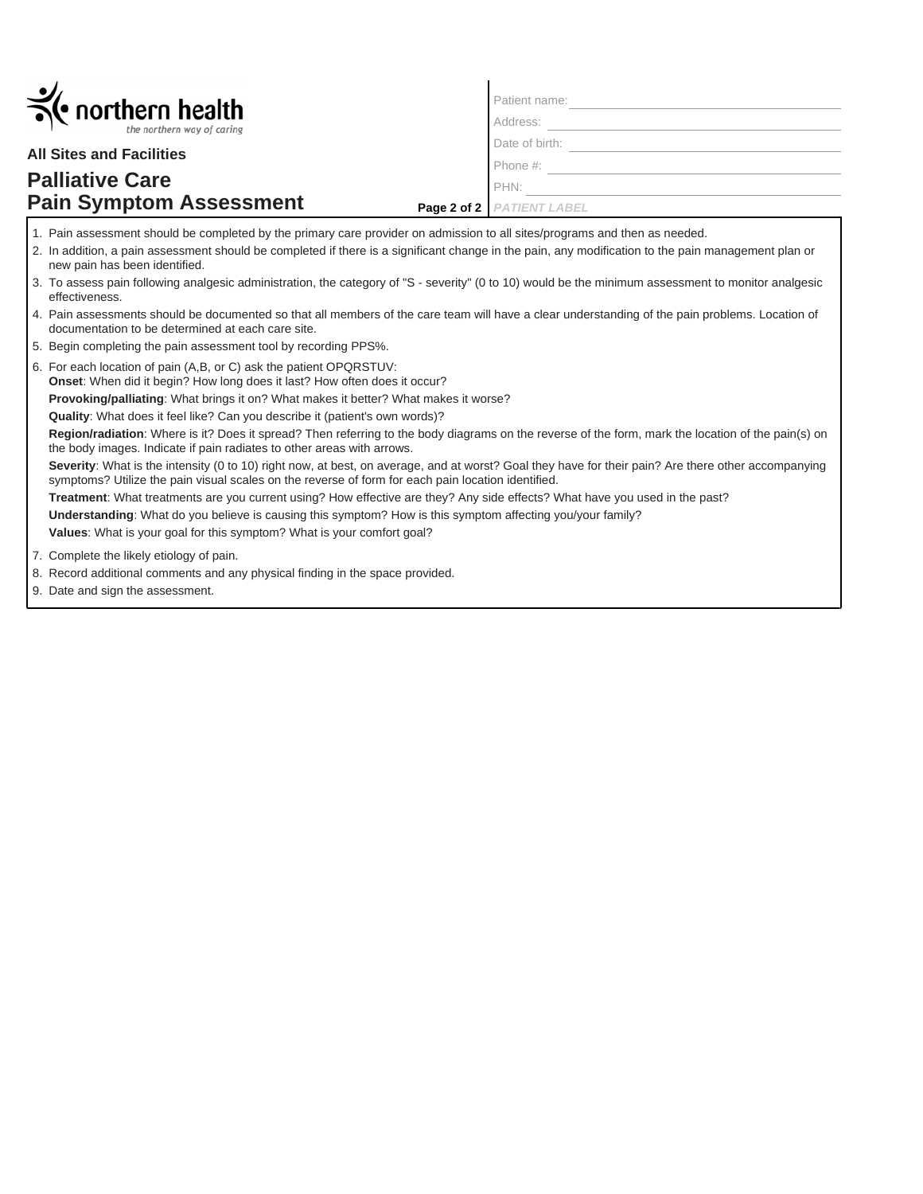northern health
*the northern way of caring*

**All Sites and Facilities**

# Palliative Care Pain Symptom Assessment

Patient name:

Address:

Date of birth:

Phone #:

PHN:

*PATIENT LABEL*

1. Pain assessment should be completed by the primary care provider on admission to all sites/programs and then as needed.
2. In addition, a pain assessment should be completed if there is a significant change in the pain, any modification to the pain management plan or new pain has been identified.
3. To assess pain following analgesic administration, the category of "S - severity" (0 to 10) would be the minimum assessment to monitor analgesic effectiveness.
4. Pain assessments should be documented so that all members of the care team will have a clear understanding of the pain problems. Location of documentation to be determined at each care site.
5. Begin completing the pain assessment tool by recording PPS%.
6. For each location of pain (A,B, or C) ask the patient OPQRSTUV:
   **Onset**: When did it begin? How long does it last? How often does it occur?
   
   **Provoking/palliating**: What brings it on? What makes it better? What makes it worse?
   
   **Quality**: What does it feel like? Can you describe it (patient's own words)?
   
   **Region/radiation**: Where is it? Does it spread? Then referring to the body diagrams on the reverse of the form, mark the location of the pain(s) on the body images. Indicate if pain radiates to other areas with arrows.
   
   **Severity**: What is the intensity (0 to 10) right now, at best, on average, and at worst? Goal they have for their pain? Are there other accompanying symptoms? Utilize the pain visual scales on the reverse of form for each pain location identified.
   
   **Treatment**: What treatments are you current using? How effective are they? Any side effects? What have you used in the past?
   
   **Understanding**: What do you believe is causing this symptom? How is this symptom affecting you/your family?
   
   **Values**: What is your goal for this symptom? What is your comfort goal?
7. Complete the likely etiology of pain.
8. Record additional comments and any physical finding in the space provided.
9. Date and sign the assessment.